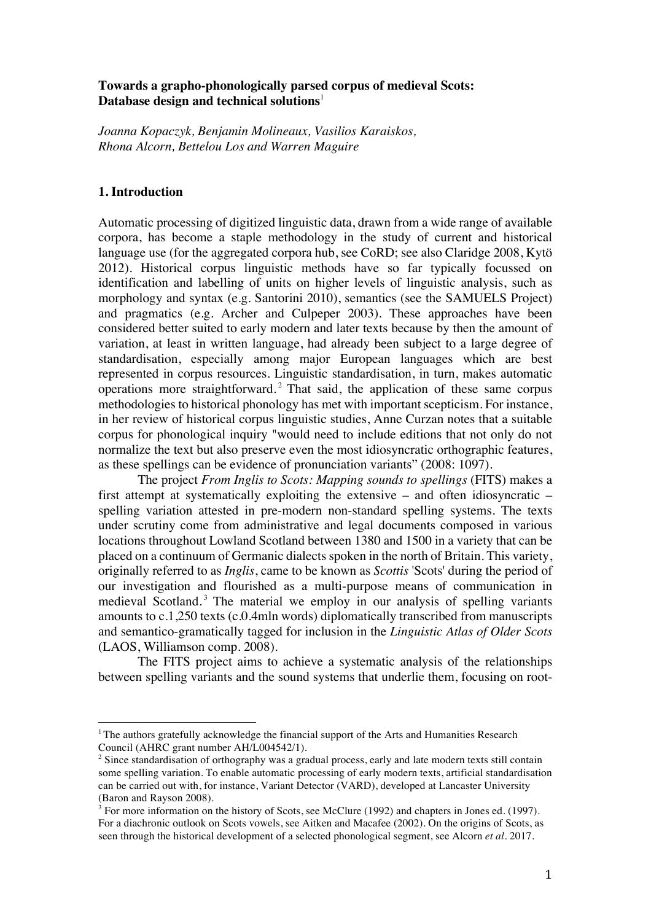**Towards a grapho-phonologically parsed corpus of medieval Scots: Database design and technical solutions**[1]

*Joanna Kopaczyk, Benjamin Molineaux, Vasilios Karaiskos, Rhona Alcorn, Bettelou Los and Warren Maguire*

## 1. Introduction

Automatic processing of digitized linguistic data, drawn from a wide range of available corpora, has become a staple methodology in the study of current and historical language use (for the aggregated corpora hub, see CoRD; see also Claridge 2008, Kytö 2012). Historical corpus linguistic methods have so far typically focussed on identification and labelling of units on higher levels of linguistic analysis, such as morphology and syntax (e.g. Santorini 2010), semantics (see the SAMUELS Project) and pragmatics (e.g. Archer and Culpeper 2003). These approaches have been considered better suited to early modern and later texts because by then the amount of variation, at least in written language, had already been subject to a large degree of standardisation, especially among major European languages which are best represented in corpus resources. Linguistic standardisation, in turn, makes automatic operations more straightforward.[2] That said, the application of these same corpus methodologies to historical phonology has met with important scepticism. For instance, in her review of historical corpus linguistic studies, Anne Curzan notes that a suitable corpus for phonological inquiry "would need to include editions that not only do not normalize the text but also preserve even the most idiosyncratic orthographic features, as these spellings can be evidence of pronunciation variants" (2008: 1097).

The project *From Inglis to Scots: Mapping sounds to spellings* (FITS) makes a first attempt at systematically exploiting the extensive – and often idiosyncratic – spelling variation attested in pre-modern non-standard spelling systems. The texts under scrutiny come from administrative and legal documents composed in various locations throughout Lowland Scotland between 1380 and 1500 in a variety that can be placed on a continuum of Germanic dialects spoken in the north of Britain. This variety, originally referred to as *Inglis*, came to be known as *Scottis* 'Scots' during the period of our investigation and flourished as a multi-purpose means of communication in medieval Scotland.[3] The material we employ in our analysis of spelling variants amounts to c.1,250 texts (c.0.4mln words) diplomatically transcribed from manuscripts and semantico-gramatically tagged for inclusion in the *Linguistic Atlas of Older Scots* (LAOS, Williamson comp. 2008).

The FITS project aims to achieve a systematic analysis of the relationships between spelling variants and the sound systems that underlie them, focusing on root-

---

[1] The authors gratefully acknowledge the financial support of the Arts and Humanities Research Council (AHRC grant number AH/L004542/1).

[2] Since standardisation of orthography was a gradual process, early and late modern texts still contain some spelling variation. To enable automatic processing of early modern texts, artificial standardisation can be carried out with, for instance, Variant Detector (VARD), developed at Lancaster University (Baron and Rayson 2008).

[3] For more information on the history of Scots, see McClure (1992) and chapters in Jones ed. (1997). For a diachronic outlook on Scots vowels, see Aitken and Macafee (2002). On the origins of Scots, as seen through the historical development of a selected phonological segment, see Alcorn *et al*. 2017.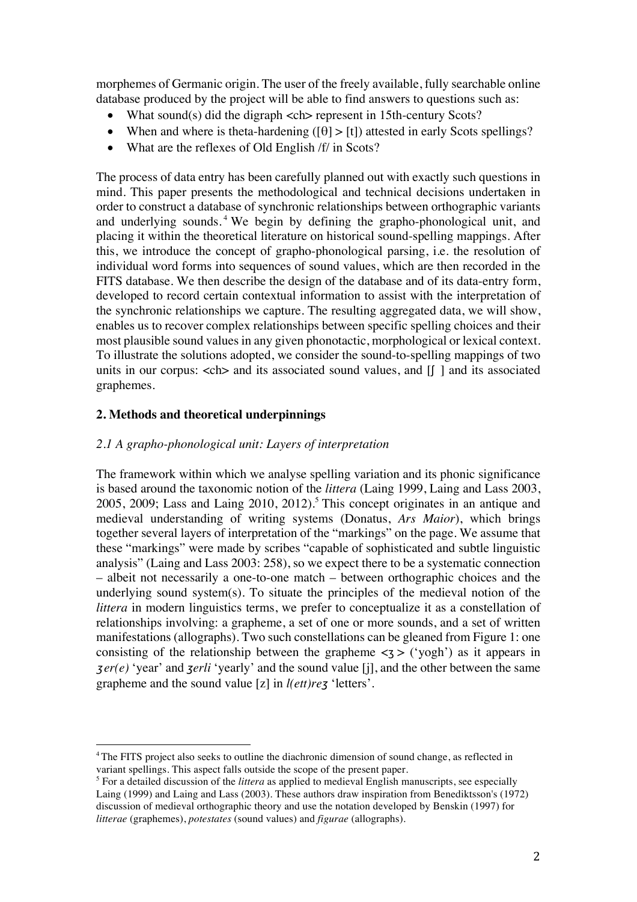morphemes of Germanic origin. The user of the freely available, fully searchable online database produced by the project will be able to find answers to questions such as:

- What sound(s) did the digraph <ch> represent in 15th-century Scots?
- When and where is theta-hardening ([θ] > [t]) attested in early Scots spellings?
- What are the reflexes of Old English /f/ in Scots?

The process of data entry has been carefully planned out with exactly such questions in mind. This paper presents the methodological and technical decisions undertaken in order to construct a database of synchronic relationships between orthographic variants and underlying sounds.[4] We begin by defining the grapho-phonological unit, and placing it within the theoretical literature on historical sound-spelling mappings. After this, we introduce the concept of grapho-phonological parsing, i.e. the resolution of individual word forms into sequences of sound values, which are then recorded in the FITS database. We then describe the design of the database and of its data-entry form, developed to record certain contextual information to assist with the interpretation of the synchronic relationships we capture. The resulting aggregated data, we will show, enables us to recover complex relationships between specific spelling choices and their most plausible sound values in any given phonotactic, morphological or lexical context. To illustrate the solutions adopted, we consider the sound-to-spelling mappings of two units in our corpus: <ch> and its associated sound values, and [ʃ ] and its associated graphemes.

## 2. Methods and theoretical underpinnings

### *2.1 A grapho-phonological unit: Layers of interpretation*

The framework within which we analyse spelling variation and its phonic significance is based around the taxonomic notion of the *littera* (Laing 1999, Laing and Lass 2003, 2005, 2009; Lass and Laing 2010, 2012).[5] This concept originates in an antique and medieval understanding of writing systems (Donatus, *Ars Maior*), which brings together several layers of interpretation of the "markings" on the page. We assume that these "markings" were made by scribes "capable of sophisticated and subtle linguistic analysis" (Laing and Lass 2003: 258), so we expect there to be a systematic connection – albeit not necessarily a one-to-one match – between orthographic choices and the underlying sound system(s). To situate the principles of the medieval notion of the *littera* in modern linguistics terms, we prefer to conceptualize it as a constellation of relationships involving: a grapheme, a set of one or more sounds, and a set of written manifestations (allographs). Two such constellations can be gleaned from Figure 1: one consisting of the relationship between the grapheme <ȝ> ('yogh') as it appears in *ȝer(e)* 'year' and *ȝerli* 'yearly' and the sound value [j], and the other between the same grapheme and the sound value [z] in *l(ett)reȝ* 'letters'.

---

[4] The FITS project also seeks to outline the diachronic dimension of sound change, as reflected in variant spellings. This aspect falls outside the scope of the present paper.

[5] For a detailed discussion of the *littera* as applied to medieval English manuscripts, see especially Laing (1999) and Laing and Lass (2003). These authors draw inspiration from Benediktsson's (1972) discussion of medieval orthographic theory and use the notation developed by Benskin (1997) for *litterae* (graphemes), *potestates* (sound values) and *figurae* (allographs).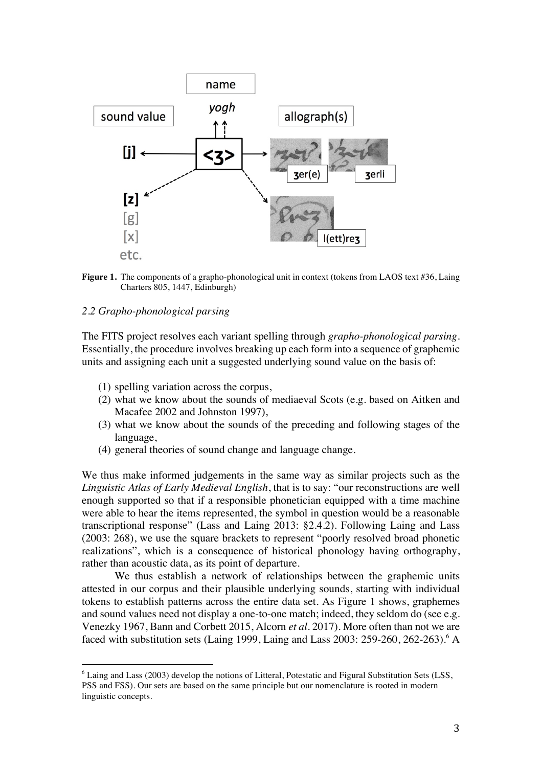**Figure 1.** The components of a grapho-phonological unit in context (tokens from LAOS text #36, Laing Charters 805, 1447, Edinburgh)

### *2.2 Grapho-phonological parsing*

The FITS project resolves each variant spelling through *grapho-phonological parsing*. Essentially, the procedure involves breaking up each form into a sequence of graphemic units and assigning each unit a suggested underlying sound value on the basis of:

(1) spelling variation across the corpus,
(2) what we know about the sounds of mediaeval Scots (e.g. based on Aitken and Macafee 2002 and Johnston 1997),
(3) what we know about the sounds of the preceding and following stages of the language,
(4) general theories of sound change and language change.

We thus make informed judgements in the same way as similar projects such as the *Linguistic Atlas of Early Medieval English*, that is to say: "our reconstructions are well enough supported so that if a responsible phonetician equipped with a time machine were able to hear the items represented, the symbol in question would be a reasonable transcriptional response" (Lass and Laing 2013: §2.4.2). Following Laing and Lass (2003: 268), we use the square brackets to represent "poorly resolved broad phonetic realizations", which is a consequence of historical phonology having orthography, rather than acoustic data, as its point of departure.

We thus establish a network of relationships between the graphemic units attested in our corpus and their plausible underlying sounds, starting with individual tokens to establish patterns across the entire data set. As Figure 1 shows, graphemes and sound values need not display a one-to-one match; indeed, they seldom do (see e.g. Venezky 1967, Bann and Corbett 2015, Alcorn *et al*. 2017). More often than not we are faced with substitution sets (Laing 1999, Laing and Lass 2003: 259-260, 262-263).[6] A

[6] Laing and Lass (2003) develop the notions of Litteral, Potestatic and Figural Substitution Sets (LSS, PSS and FSS). Our sets are based on the same principle but our nomenclature is rooted in modern linguistic concepts.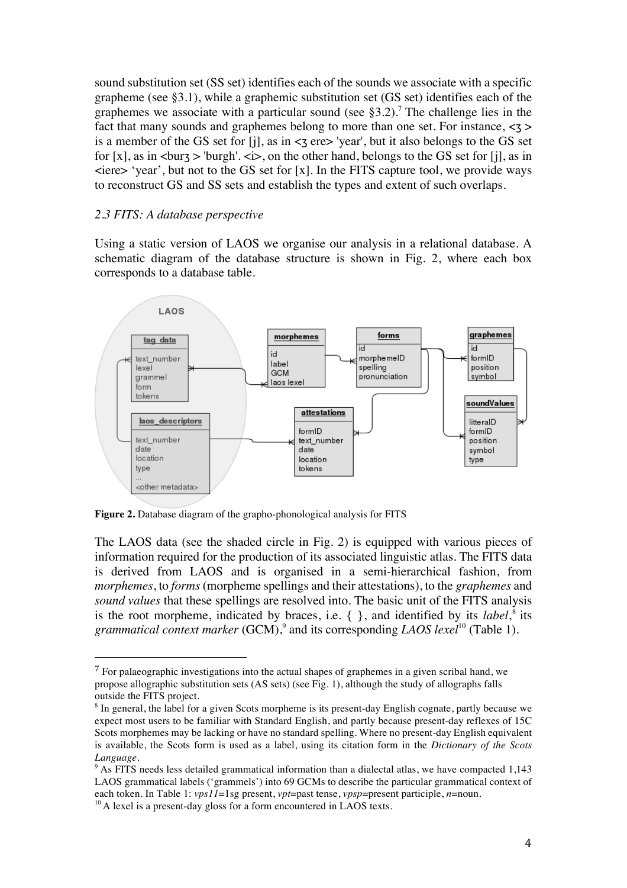sound substitution set (SS set) identifies each of the sounds we associate with a specific grapheme (see §3.1), while a graphemic substitution set (GS set) identifies each of the graphemes we associate with a particular sound (see §3.2).[7] The challenge lies in the fact that many sounds and graphemes belong to more than one set. For instance, <ȝ> is a member of the GS set for [j], as in <ȝ ere> 'year', but it also belongs to the GS set for [x], as in <burȝ > 'burgh'. <i>, on the other hand, belongs to the GS set for [j], as in <iere> 'year', but not to the GS set for [x]. In the FITS capture tool, we provide ways to reconstruct GS and SS sets and establish the types and extent of such overlaps.

### *2.3 FITS: A database perspective*

Using a static version of LAOS we organise our analysis in a relational database. A schematic diagram of the database structure is shown in Fig. 2, where each box corresponds to a database table.

**Figure 2.** Database diagram of the grapho-phonological analysis for FITS

The LAOS data (see the shaded circle in Fig. 2) is equipped with various pieces of information required for the production of its associated linguistic atlas. The FITS data is derived from LAOS and is organised in a semi-hierarchical fashion, from *morphemes*, to *forms* (morpheme spellings and their attestations), to the *graphemes* and *sound values* that these spellings are resolved into. The basic unit of the FITS analysis is the root morpheme, indicated by braces, i.e. { }, and identified by its *label*,[8] its *grammatical context marker* (GCM),[9] and its corresponding *LAOS lexel*[10] (Table 1).

---

[7] For palaeographic investigations into the actual shapes of graphemes in a given scribal hand, we propose allographic substitution sets (AS sets) (see Fig. 1), although the study of allographs falls outside the FITS project.

[8] In general, the label for a given Scots morpheme is its present-day English cognate, partly because we expect most users to be familiar with Standard English, and partly because present-day reflexes of 15C Scots morphemes may be lacking or have no standard spelling. Where no present-day English equivalent is available, the Scots form is used as a label, using its citation form in the *Dictionary of the Scots Language*.

[9] As FITS needs less detailed grammatical information than a dialectal atlas, we have compacted 1,143 LAOS grammatical labels ('grammels') into 69 GCMs to describe the particular grammatical context of each token. In Table 1: *vps11*=1sg present, *vpt*=past tense, *vpsp*=present participle, *n*=noun.

[10] A lexel is a present-day gloss for a form encountered in LAOS texts.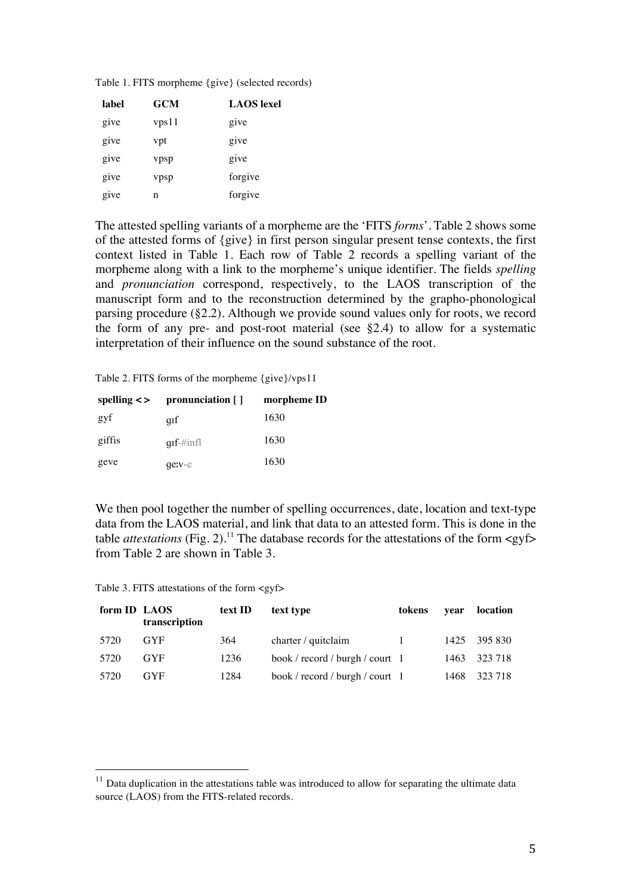Table 1. FITS morpheme {give} (selected records)

| label | GCM | LAOS lexel |
|---|---|---|
| give | vps11 | give |
| give | vpt | give |
| give | vpsp | give |
| give | vpsp | forgive |
| give | n | forgive |

The attested spelling variants of a morpheme are the 'FITS *forms*'. Table 2 shows some of the attested forms of {give} in first person singular present tense contexts, the first context listed in Table 1. Each row of Table 2 records a spelling variant of the morpheme along with a link to the morpheme's unique identifier. The fields *spelling* and *pronunciation* correspond, respectively, to the LAOS transcription of the manuscript form and to the reconstruction determined by the grapho-phonological parsing procedure (§2.2). Although we provide sound values only for roots, we record the form of any pre- and post-root material (see §2.4) to allow for a systematic interpretation of their influence on the sound substance of the root.

Table 2. FITS forms of the morpheme {give}/vps11

| spelling < > | pronunciation [ ] | morpheme ID |
|---|---|---|
| gyf | gɪf | 1630 |
| giffis | gɪf-#infl | 1630 |
| geve | geːv-e | 1630 |

We then pool together the number of spelling occurrences, date, location and text-type data from the LAOS material, and link that data to an attested form. This is done in the table *attestations* (Fig. 2).[11] The database records for the attestations of the form <gyf> from Table 2 are shown in Table 3.

Table 3. FITS attestations of the form <gyf>

| form ID | LAOS transcription | text ID | text type | tokens | year | location |
|---|---|---|---|---|---|---|
| 5720 | GYF | 364 | charter / quitclaim | 1 | 1425 | 395 830 |
| 5720 | GYF | 1236 | book / record / burgh / court | 1 | 1463 | 323 718 |
| 5720 | GYF | 1284 | book / record / burgh / court | 1 | 1468 | 323 718 |

[11] Data duplication in the attestations table was introduced to allow for separating the ultimate data source (LAOS) from the FITS-related records.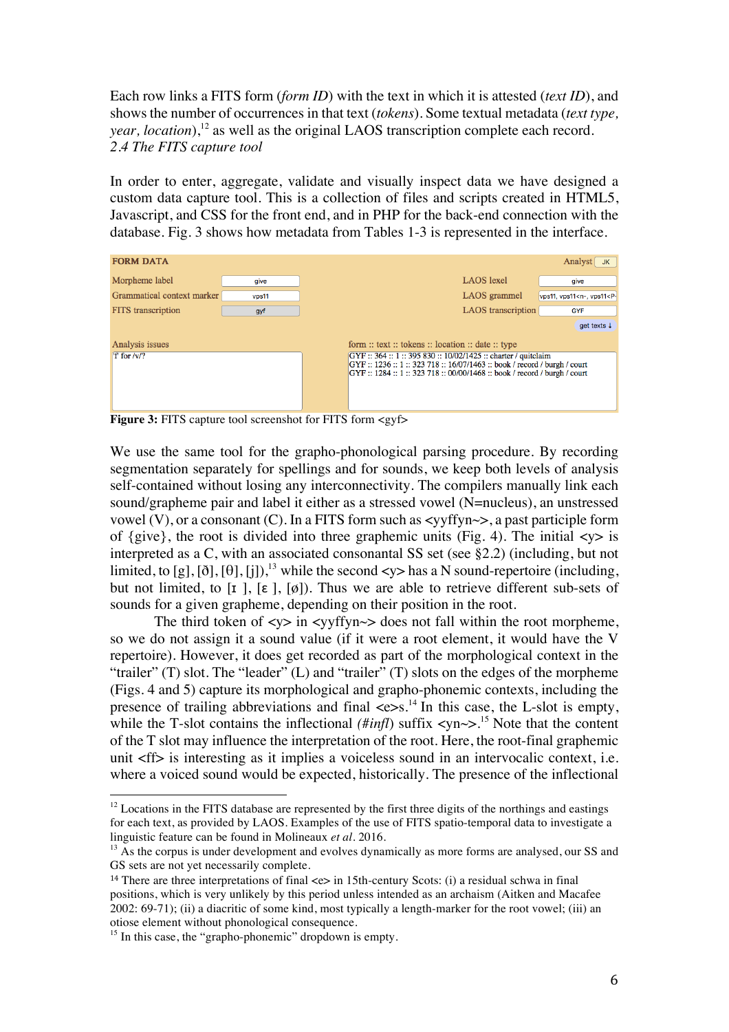Each row links a FITS form (*form ID*) with the text in which it is attested (*text ID*), and shows the number of occurrences in that text (*tokens*). Some textual metadata (*text type, year, location*),[12] as well as the original LAOS transcription complete each record.

### *2.4 The FITS capture tool*

In order to enter, aggregate, validate and visually inspect data we have designed a custom data capture tool. This is a collection of files and scripts created in HTML5, Javascript, and CSS for the front end, and in PHP for the back-end connection with the database. Fig. 3 shows how metadata from Tables 1-3 is represented in the interface.

**FORM DATA** — Analyst: JK

| Field | Value | Field | Value |
|---|---|---|---|
| Morpheme label | give | LAOS lexel | give |
| Grammatical context marker | vps11 | LAOS grammel | vps11, vps11<n-, vps11<P- |
| FITS transcription | gyf | LAOS transcription | GYF |

Analysis issues: 'f' for /v/?

form :: text :: tokens :: location :: date :: type
GYF :: 364 :: 1 :: 395 830 :: 10/02/1425 :: charter / quitclaim
GYF :: 1236 :: 1 :: 323 718 :: 16/07/1463 :: book / record / burgh / court
GYF :: 1284 :: 1 :: 323 718 :: 00/00/1468 :: book / record / burgh / court

**Figure 3:** FITS capture tool screenshot for FITS form <gyf>

We use the same tool for the grapho-phonological parsing procedure. By recording segmentation separately for spellings and for sounds, we keep both levels of analysis self-contained without losing any interconnectivity. The compilers manually link each sound/grapheme pair and label it either as a stressed vowel (N=nucleus), an unstressed vowel (V), or a consonant (C). In a FITS form such as <yyffyn~>, a past participle form of {give}, the root is divided into three graphemic units (Fig. 4). The initial <y> is interpreted as a C, with an associated consonantal SS set (see §2.2) (including, but not limited, to [g], [ð], [θ], [j]),[13] while the second <y> has a N sound-repertoire (including, but not limited, to [ɪ ], [ɛ ], [ø]). Thus we are able to retrieve different sub-sets of sounds for a given grapheme, depending on their position in the root.

The third token of <y> in <yyffyn~> does not fall within the root morpheme, so we do not assign it a sound value (if it were a root element, it would have the V repertoire). However, it does get recorded as part of the morphological context in the "trailer" (T) slot. The "leader" (L) and "trailer" (T) slots on the edges of the morpheme (Figs. 4 and 5) capture its morphological and grapho-phonemic contexts, including the presence of trailing abbreviations and final <e>s.[14] In this case, the L-slot is empty, while the T-slot contains the inflectional *(#infl)* suffix <yn~>.[15] Note that the content of the T slot may influence the interpretation of the root. Here, the root-final graphemic unit <ff> is interesting as it implies a voiceless sound in an intervocalic context, i.e. where a voiced sound would be expected, historically. The presence of the inflectional

---

[12] Locations in the FITS database are represented by the first three digits of the northings and eastings for each text, as provided by LAOS. Examples of the use of FITS spatio-temporal data to investigate a linguistic feature can be found in Molineaux *et al.* 2016.

[13] As the corpus is under development and evolves dynamically as more forms are analysed, our SS and GS sets are not yet necessarily complete.

[14] There are three interpretations of final <e> in 15th-century Scots: (i) a residual schwa in final positions, which is very unlikely by this period unless intended as an archaism (Aitken and Macafee 2002: 69-71); (ii) a diacritic of some kind, most typically a length-marker for the root vowel; (iii) an otiose element without phonological consequence.

[15] In this case, the "grapho-phonemic" dropdown is empty.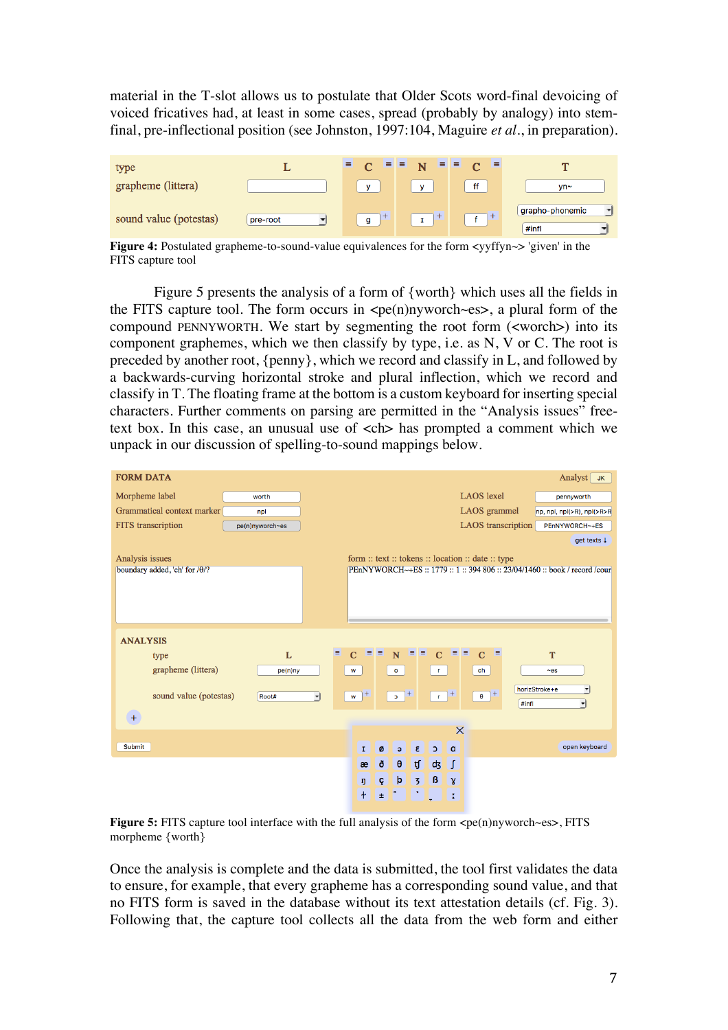material in the T-slot allows us to postulate that Older Scots word-final devoicing of voiced fricatives had, at least in some cases, spread (probably by analogy) into stem-final, pre-inflectional position (see Johnston, 1997:104, Maguire *et al*., in preparation).

**Figure 4:** Postulated grapheme-to-sound-value equivalences for the form <yyffyn~> 'given' in the FITS capture tool

Figure 5 presents the analysis of a form of {worth} which uses all the fields in the FITS capture tool. The form occurs in <pe(n)nyworch~es>, a plural form of the compound PENNYWORTH. We start by segmenting the root form (<worch>) into its component graphemes, which we then classify by type, i.e. as N, V or C. The root is preceded by another root, {penny}, which we record and classify in L, and followed by a backwards-curving horizontal stroke and plural inflection, which we record and classify in T. The floating frame at the bottom is a custom keyboard for inserting special characters. Further comments on parsing are permitted in the "Analysis issues" free-text box. In this case, an unusual use of <ch> has prompted a comment which we unpack in our discussion of spelling-to-sound mappings below.

**Figure 5:** FITS capture tool interface with the full analysis of the form <pe(n)nyworch~es>, FITS morpheme {worth}

Once the analysis is complete and the data is submitted, the tool first validates the data to ensure, for example, that every grapheme has a corresponding sound value, and that no FITS form is saved in the database without its text attestation details (cf. Fig. 3). Following that, the capture tool collects all the data from the web form and either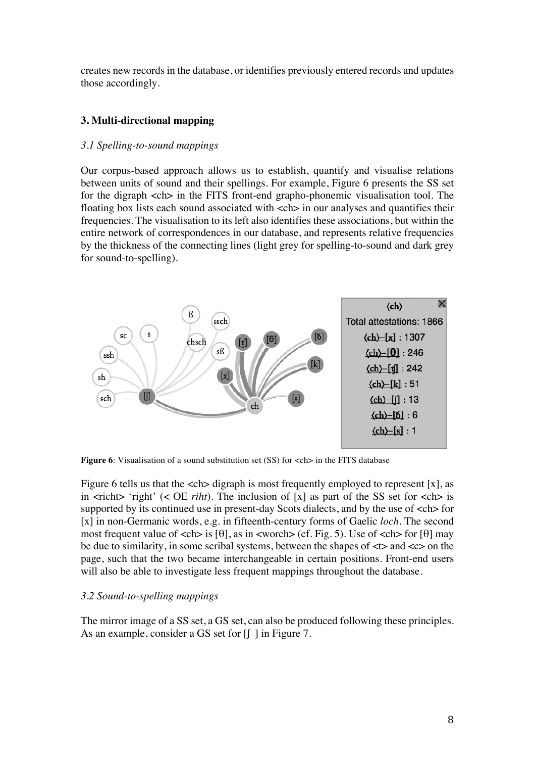creates new records in the database, or identifies previously entered records and updates those accordingly.

### 3. Multi-directional mapping

*3.1 Spelling-to-sound mappings*

Our corpus-based approach allows us to establish, quantify and visualise relations between units of sound and their spellings. For example, Figure 6 presents the SS set for the digraph <ch> in the FITS front-end grapho-phonemic visualisation tool. The floating box lists each sound associated with <ch> in our analyses and quantifies their frequencies. The visualisation to its left also identifies these associations, but within the entire network of correspondences in our database, and represents relative frequencies by the thickness of the connecting lines (light grey for spelling-to-sound and dark grey for sound-to-spelling).

**Figure 6**: Visualisation of a sound substitution set (SS) for <ch> in the FITS database

Figure 6 tells us that the <ch> digraph is most frequently employed to represent [x], as in <richt> 'right' (< OE *riht*). The inclusion of [x] as part of the SS set for <ch> is supported by its continued use in present-day Scots dialects, and by the use of <ch> for [x] in non-Germanic words, e.g. in fifteenth-century forms of Gaelic *loch*. The second most frequent value of <ch> is [θ], as in <worch> (cf. Fig. 5). Use of <ch> for [θ] may be due to similarity, in some scribal systems, between the shapes of <t> and <c> on the page, such that the two became interchangeable in certain positions. Front-end users will also be able to investigate less frequent mappings throughout the database.

*3.2 Sound-to-spelling mappings*

The mirror image of a SS set, a GS set, can also be produced following these principles. As an example, consider a GS set for [ʃ ] in Figure 7.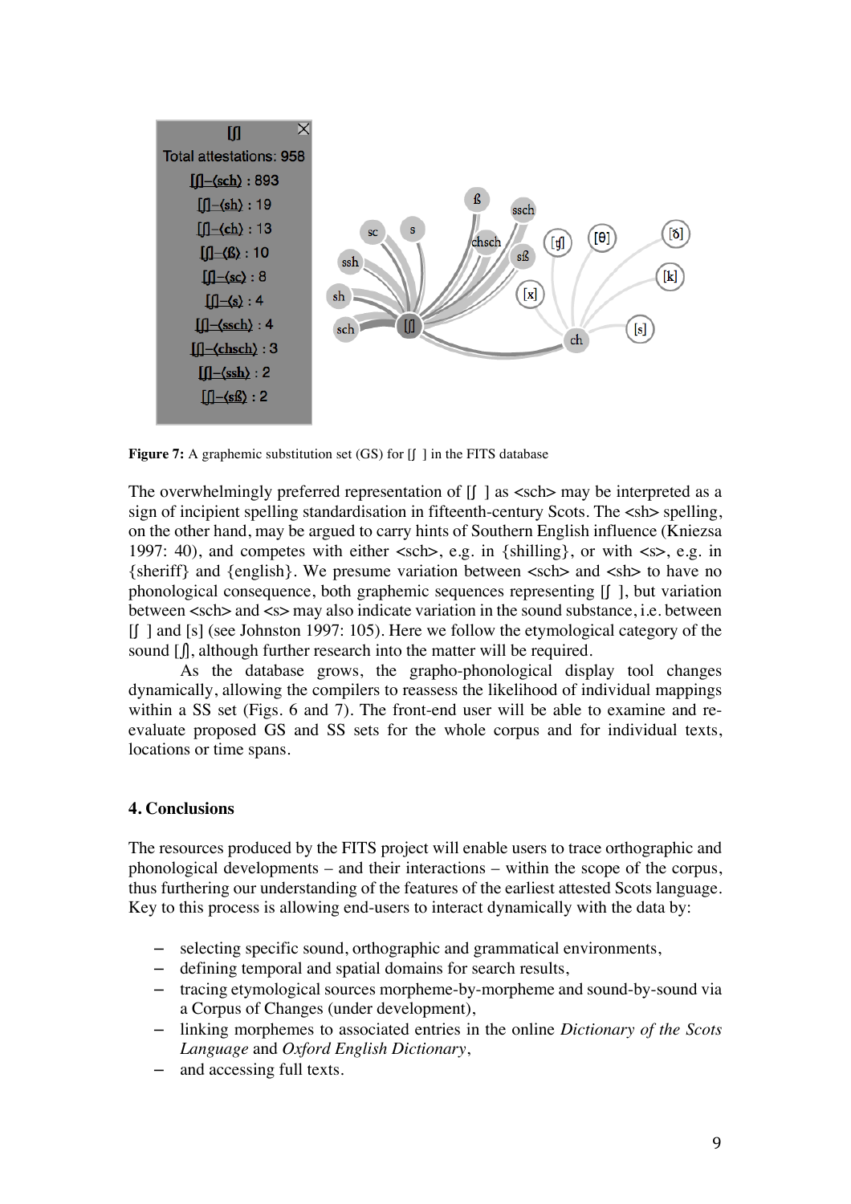**Figure 7:** A graphemic substitution set (GS) for [ʃ ] in the FITS database

The overwhelmingly preferred representation of [ʃ ] as <sch> may be interpreted as a sign of incipient spelling standardisation in fifteenth-century Scots. The <sh> spelling, on the other hand, may be argued to carry hints of Southern English influence (Kniezsa 1997: 40), and competes with either <sch>, e.g. in {shilling}, or with <s>, e.g. in {sheriff} and {english}. We presume variation between <sch> and <sh> to have no phonological consequence, both graphemic sequences representing [ʃ ], but variation between <sch> and <s> may also indicate variation in the sound substance, i.e. between [ʃ ] and [s] (see Johnston 1997: 105). Here we follow the etymological category of the sound [ʃ], although further research into the matter will be required.

As the database grows, the grapho-phonological display tool changes dynamically, allowing the compilers to reassess the likelihood of individual mappings within a SS set (Figs. 6 and 7). The front-end user will be able to examine and re-evaluate proposed GS and SS sets for the whole corpus and for individual texts, locations or time spans.

## 4. Conclusions

The resources produced by the FITS project will enable users to trace orthographic and phonological developments – and their interactions – within the scope of the corpus, thus furthering our understanding of the features of the earliest attested Scots language. Key to this process is allowing end-users to interact dynamically with the data by:

- selecting specific sound, orthographic and grammatical environments,
- defining temporal and spatial domains for search results,
- tracing etymological sources morpheme-by-morpheme and sound-by-sound via a Corpus of Changes (under development),
- linking morphemes to associated entries in the online *Dictionary of the Scots Language* and *Oxford English Dictionary*,
- and accessing full texts.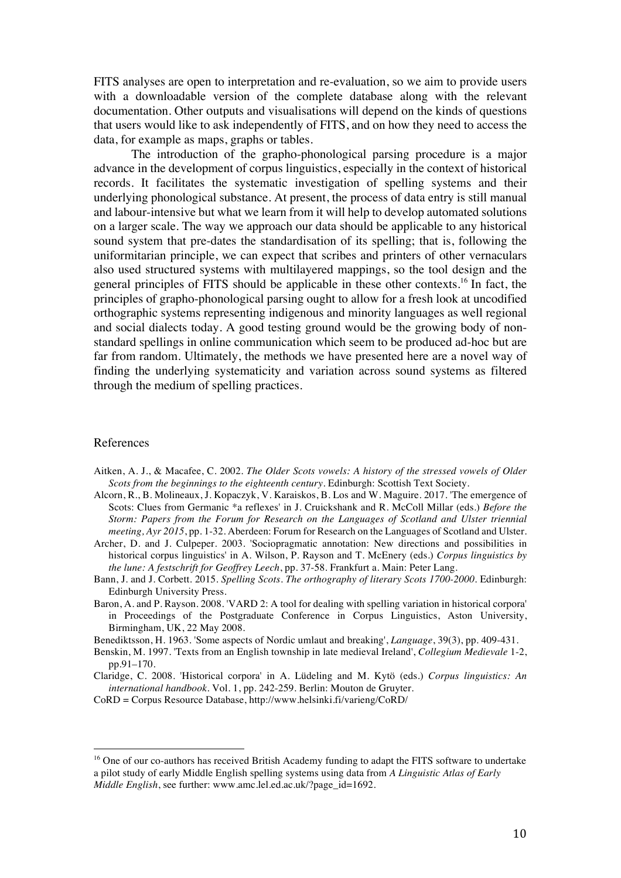FITS analyses are open to interpretation and re-evaluation, so we aim to provide users with a downloadable version of the complete database along with the relevant documentation. Other outputs and visualisations will depend on the kinds of questions that users would like to ask independently of FITS, and on how they need to access the data, for example as maps, graphs or tables.

The introduction of the grapho-phonological parsing procedure is a major advance in the development of corpus linguistics, especially in the context of historical records. It facilitates the systematic investigation of spelling systems and their underlying phonological substance. At present, the process of data entry is still manual and labour-intensive but what we learn from it will help to develop automated solutions on a larger scale. The way we approach our data should be applicable to any historical sound system that pre-dates the standardisation of its spelling; that is, following the uniformitarian principle, we can expect that scribes and printers of other vernaculars also used structured systems with multilayered mappings, so the tool design and the general principles of FITS should be applicable in these other contexts.[16] In fact, the principles of grapho-phonological parsing ought to allow for a fresh look at uncodified orthographic systems representing indigenous and minority languages as well regional and social dialects today. A good testing ground would be the growing body of non-standard spellings in online communication which seem to be produced ad-hoc but are far from random. Ultimately, the methods we have presented here are a novel way of finding the underlying systematicity and variation across sound systems as filtered through the medium of spelling practices.

## References

Aitken, A. J., & Macafee, C. 2002. *The Older Scots vowels: A history of the stressed vowels of Older Scots from the beginnings to the eighteenth century*. Edinburgh: Scottish Text Society.

Alcorn, R., B. Molineaux, J. Kopaczyk, V. Karaiskos, B. Los and W. Maguire. 2017. 'The emergence of Scots: Clues from Germanic *a reflexes' in J. Cruickshank and R. McColl Millar (eds.) *Before the Storm: Papers from the Forum for Research on the Languages of Scotland and Ulster triennial meeting, Ayr 2015*, pp. 1-32. Aberdeen: Forum for Research on the Languages of Scotland and Ulster.

Archer, D. and J. Culpeper. 2003. 'Sociopragmatic annotation: New directions and possibilities in historical corpus linguistics' in A. Wilson, P. Rayson and T. McEnery (eds.) *Corpus linguistics by the lune: A festschrift for Geoffrey Leech*, pp. 37-58. Frankfurt a. Main: Peter Lang.

Bann, J. and J. Corbett. 2015. *Spelling Scots. The orthography of literary Scots 1700-2000*. Edinburgh: Edinburgh University Press.

Baron, A. and P. Rayson. 2008. 'VARD 2: A tool for dealing with spelling variation in historical corpora' in Proceedings of the Postgraduate Conference in Corpus Linguistics, Aston University, Birmingham, UK, 22 May 2008.

Benediktsson, H. 1963. 'Some aspects of Nordic umlaut and breaking', *Language*, 39(3), pp. 409-431.

Benskin, M. 1997. 'Texts from an English township in late medieval Ireland', *Collegium Medievale* 1-2, pp.91–170.

Claridge, C. 2008. 'Historical corpora' in A. Lüdeling and M. Kytö (eds.) *Corpus linguistics: An international handbook*. Vol. 1, pp. 242-259. Berlin: Mouton de Gruyter.

CoRD = Corpus Resource Database, http://www.helsinki.fi/varieng/CoRD/

---

[16] One of our co-authors has received British Academy funding to adapt the FITS software to undertake a pilot study of early Middle English spelling systems using data from *A Linguistic Atlas of Early Middle English*, see further: www.amc.lel.ed.ac.uk/?page_id=1692.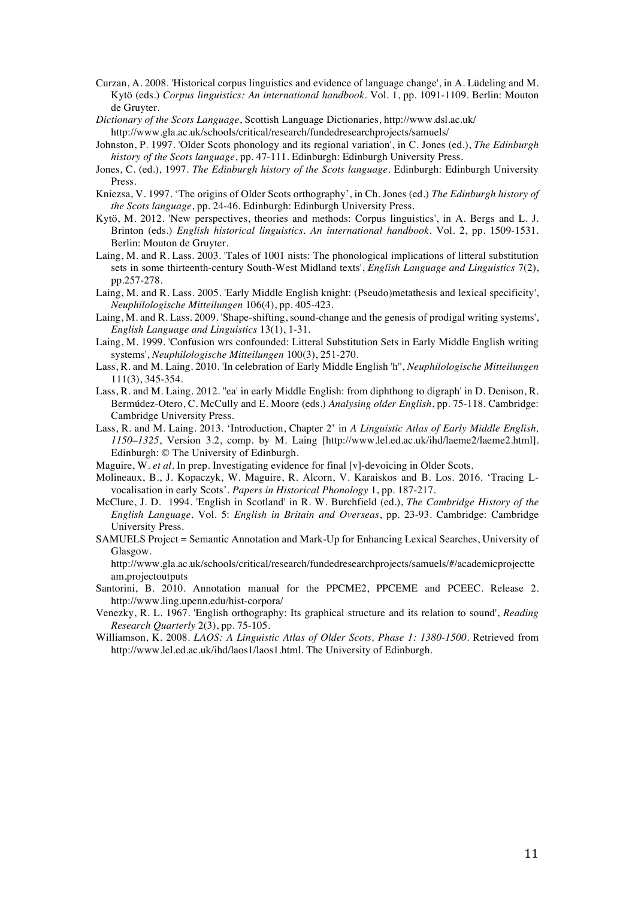Curzan, A. 2008. 'Historical corpus linguistics and evidence of language change', in A. Lüdeling and M. Kytö (eds.) *Corpus linguistics: An international handbook*. Vol. 1, pp. 1091-1109. Berlin: Mouton de Gruyter.

*Dictionary of the Scots Language*, Scottish Language Dictionaries, http://www.dsl.ac.uk/ http://www.gla.ac.uk/schools/critical/research/fundedresearchprojects/samuels/

Johnston, P. 1997. 'Older Scots phonology and its regional variation', in C. Jones (ed.), *The Edinburgh history of the Scots language*, pp. 47-111. Edinburgh: Edinburgh University Press.

Jones, C. (ed.), 1997. *The Edinburgh history of the Scots language*. Edinburgh: Edinburgh University Press.

Kniezsa, V. 1997. 'The origins of Older Scots orthography', in Ch. Jones (ed.) *The Edinburgh history of the Scots language*, pp. 24-46. Edinburgh: Edinburgh University Press.

Kytö, M. 2012. 'New perspectives, theories and methods: Corpus linguistics', in A. Bergs and L. J. Brinton (eds.) *English historical linguistics. An international handbook*. Vol. 2, pp. 1509-1531. Berlin: Mouton de Gruyter.

Laing, M. and R. Lass. 2003. 'Tales of 1001 nists: The phonological implications of litteral substitution sets in some thirteenth-century South-West Midland texts', *English Language and Linguistics* 7(2), pp.257-278.

Laing, M. and R. Lass. 2005. 'Early Middle English knight: (Pseudo)metathesis and lexical specificity', *Neuphilologische Mitteilungen* 106(4), pp. 405-423.

Laing, M. and R. Lass. 2009. 'Shape-shifting, sound-change and the genesis of prodigal writing systems', *English Language and Linguistics* 13(1), 1-31.

Laing, M. 1999. 'Confusion wrs confounded: Litteral Substitution Sets in Early Middle English writing systems', *Neuphilologische Mitteilungen* 100(3), 251-270.

Lass, R. and M. Laing. 2010. 'In celebration of Early Middle English 'h'', *Neuphilologische Mitteilungen* 111(3), 345-354.

Lass, R. and M. Laing. 2012. ''ea' in early Middle English: from diphthong to digraph' in D. Denison, R. Bermúdez-Otero, C. McCully and E. Moore (eds.) *Analysing older English*, pp. 75-118. Cambridge: Cambridge University Press.

Lass, R. and M. Laing. 2013. 'Introduction, Chapter 2' in *A Linguistic Atlas of Early Middle English, 1150–1325*, Version 3.2, comp. by M. Laing [http://www.lel.ed.ac.uk/ihd/laeme2/laeme2.html]. Edinburgh: © The University of Edinburgh.

Maguire, W. *et al*. In prep. Investigating evidence for final [v]-devoicing in Older Scots.

Molineaux, B., J. Kopaczyk, W. Maguire, R. Alcorn, V. Karaiskos and B. Los. 2016. 'Tracing L-vocalisation in early Scots'. *Papers in Historical Phonology* 1, pp. 187-217.

McClure, J. D. 1994. 'English in Scotland' in R. W. Burchfield (ed.), *The Cambridge History of the English Language*. Vol. 5: *English in Britain and Overseas*, pp. 23-93. Cambridge: Cambridge University Press.

SAMUELS Project = Semantic Annotation and Mark-Up for Enhancing Lexical Searches, University of Glasgow.
http://www.gla.ac.uk/schools/critical/research/fundedresearchprojects/samuels/#/academicprojectteam,projectoutputs

Santorini, B. 2010. Annotation manual for the PPCME2, PPCEME and PCEEC. Release 2. http://www.ling.upenn.edu/hist-corpora/

Venezky, R. L. 1967. 'English orthography: Its graphical structure and its relation to sound', *Reading Research Quarterly* 2(3), pp. 75-105.

Williamson, K. 2008. *LAOS: A Linguistic Atlas of Older Scots, Phase 1: 1380-1500*. Retrieved from http://www.lel.ed.ac.uk/ihd/laos1/laos1.html. The University of Edinburgh.